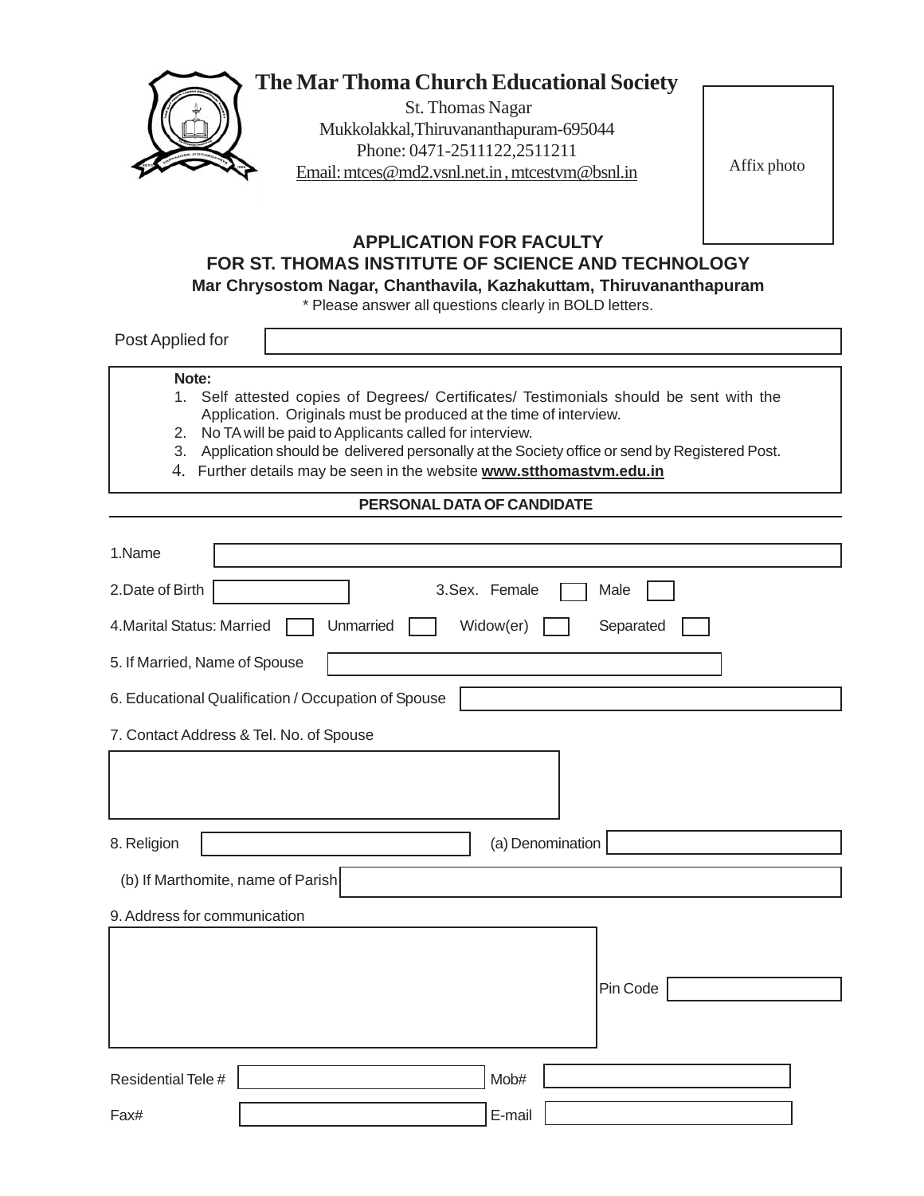# The Mar Thoma Church Educational Society

St. Thomas Nagar
Mukkolakkal,Thiruvananthapuram-695044
Phone: 0471-2511122,2511211
Email: mtces@md2.vsnl.net.in , mtcestvm@bsnl.in

Affix photo

## APPLICATION FOR FACULTY
## FOR ST. THOMAS INSTITUTE OF SCIENCE AND TECHNOLOGY

**Mar Chrysostom Nagar, Chanthavila, Kazhakuttam, Thiruvananthapuram**

* Please answer all questions clearly in BOLD letters.

Post Applied for

**Note:**

1. Self attested copies of Degrees/ Certificates/ Testimonials should be sent with the Application. Originals must be produced at the time of interview.
2. No TA will be paid to Applicants called for interview.
3. Application should be delivered personally at the Society office or send by Registered Post.
4. Further details may be seen in the website **www.stthomastvm.edu.in**

**PERSONAL DATA OF CANDIDATE**

1.Name

2.Date of Birth 3.Sex. Female ☐ Male ☐

4.Marital Status: Married ☐ Unmarried ☐ Widow(er) ☐ Separated ☐

5. If Married, Name of Spouse

6. Educational Qualification / Occupation of Spouse

7. Contact Address & Tel. No. of Spouse

8. Religion (a) Denomination

(b) If Marthomite, name of Parish

9. Address for communication

Pin Code

Residential Tele # Mob#

Fax# E-mail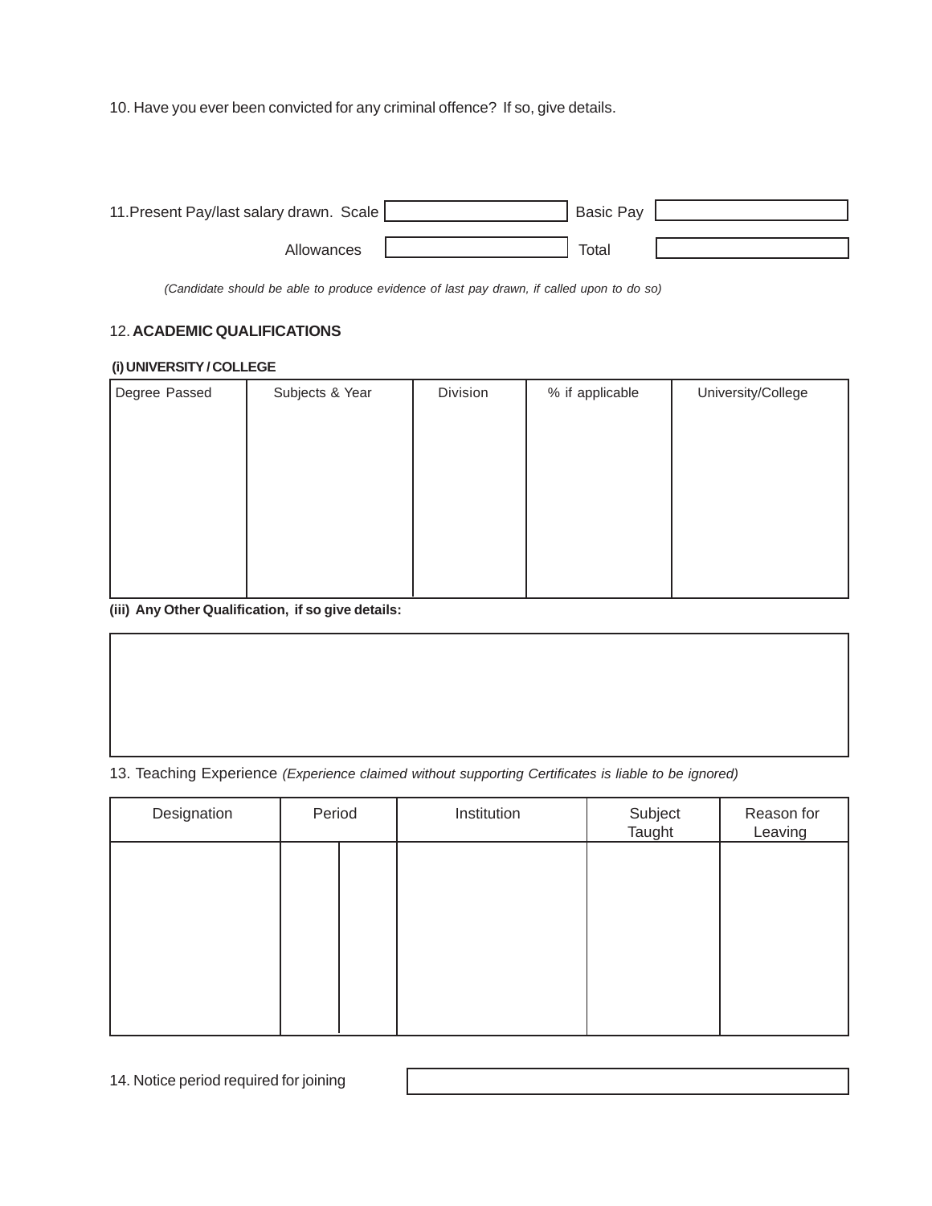10. Have you ever been convicted for any criminal offence? If so, give details.

11. Present Pay/last salary drawn.

| Scale | | Basic Pay | |
|---|---|---|---|
| Allowances | | Total | |

*(Candidate should be able to produce evidence of last pay drawn, if called upon to do so)*

12. **ACADEMIC QUALIFICATIONS**

**(i) UNIVERSITY / COLLEGE**

| Degree Passed | Subjects & Year | Division | % if applicable | University/College |
|---|---|---|---|---|
| | | | | |

**(iii) Any Other Qualification, if so give details:**

| |
|---|
| |

13. Teaching Experience *(Experience claimed without supporting Certificates is liable to be ignored)*

| Designation | Period | | Institution | Subject Taught | Reason for Leaving |
|---|---|---|---|---|---|
| | | | | | |

14. Notice period required for joining

| |
|---|
| |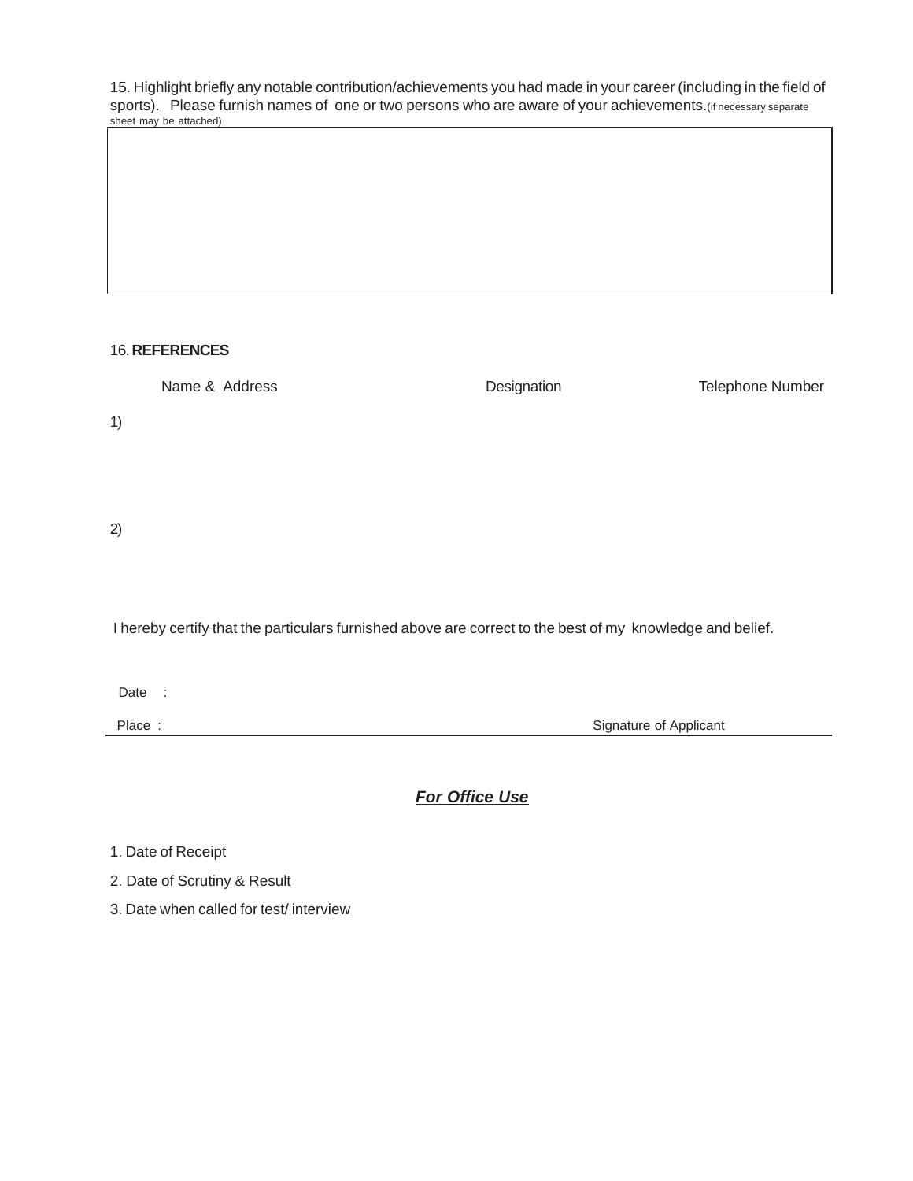15. Highlight briefly any notable contribution/achievements you had made in your career (including in the field of sports). Please furnish names of one or two persons who are aware of your achievements.(if necessary separate sheet may be attached)

16. **REFERENCES**

| | Name & Address | Designation | Telephone Number |
|---|---|---|---|
| 1) | | | |
| 2) | | | |

I hereby certify that the particulars furnished above are correct to the best of my knowledge and belief.

Date :

Place : Signature of Applicant

---

***For Office Use***

1. Date of Receipt
2. Date of Scrutiny & Result
3. Date when called for test/ interview